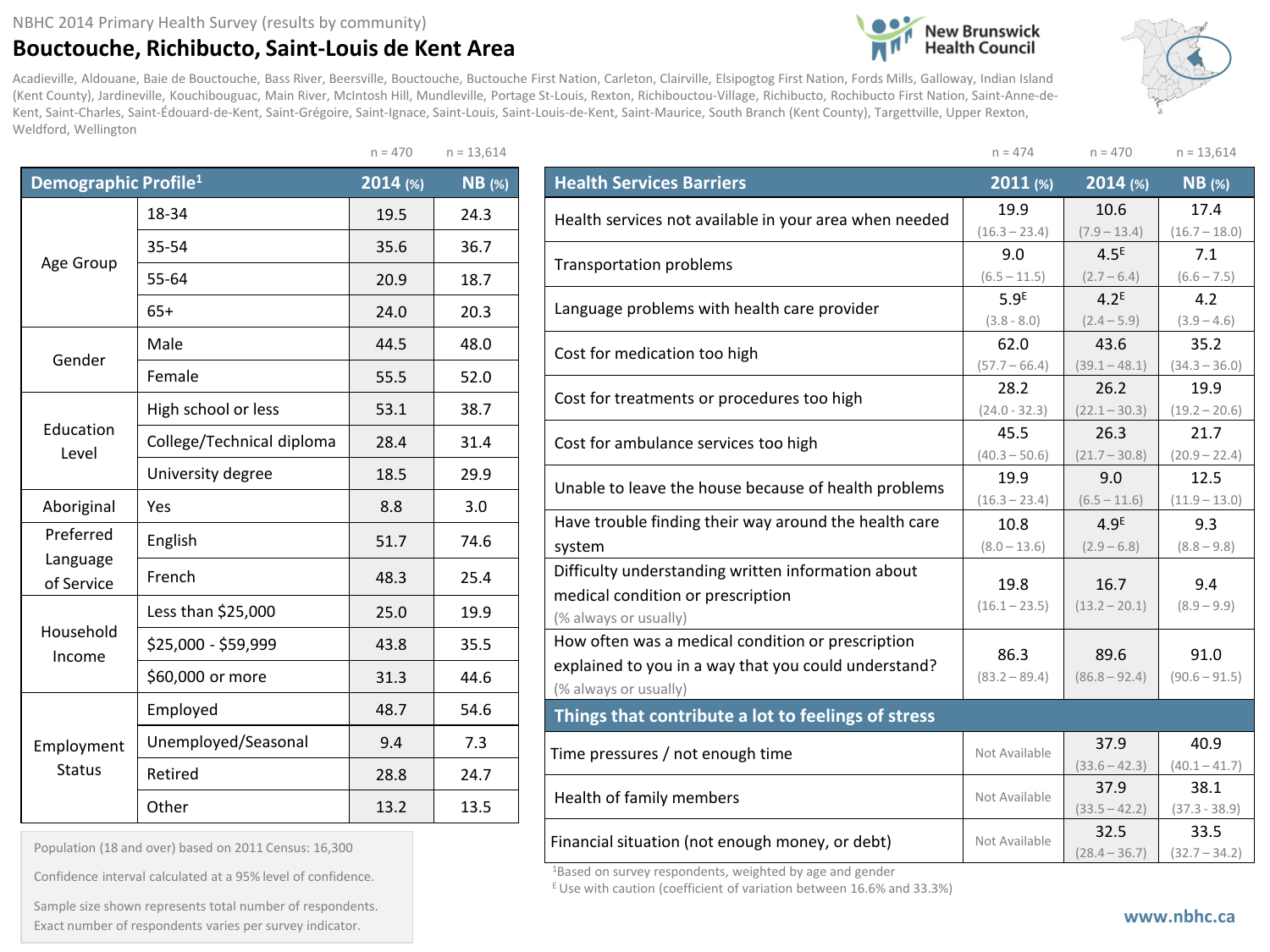NBHC 2014 Primary Health Survey (results by community)

# Bouctouche, Richibucto, Saint-Louis de Kent Area

New Brunswick Health Council

Acadieville, Aldouane, Baie de Bouctouche, Bass River, Beersville, Bouctouche, Buctouche First Nation, Carleton, Clairville, Elsipogtog First Nation, Fords Mills, Galloway, Indian Island (Kent County), Jardineville, Kouchibouguac, Main River, McIntosh Hill, Mundleville, Portage St-Louis, Rexton, Richibouctou-Village, Richibucto, Rochibucto First Nation, Saint-Anne-de-Kent, Saint-Charles, Saint-Édouard-de-Kent, Saint-Grégoire, Saint-Ignace, Saint-Louis, Saint-Louis-de-Kent, Saint-Maurice, South Branch (Kent County), Targettville, Upper Rexton, Weldford, Wellington

| Demographic Profile[1] | | 2014 (%) n = 470 | NB (%) n = 13,614 |
|---|---|---|---|
| Age Group | 18-34 | 19.5 | 24.3 |
| | 35-54 | 35.6 | 36.7 |
| | 55-64 | 20.9 | 18.7 |
| | 65+ | 24.0 | 20.3 |
| Gender | Male | 44.5 | 48.0 |
| | Female | 55.5 | 52.0 |
| Education Level | High school or less | 53.1 | 38.7 |
| | College/Technical diploma | 28.4 | 31.4 |
| | University degree | 18.5 | 29.9 |
| Aboriginal | Yes | 8.8 | 3.0 |
| Preferred Language of Service | English | 51.7 | 74.6 |
| | French | 48.3 | 25.4 |
| Household Income | Less than $25,000 | 25.0 | 19.9 |
| | $25,000 - $59,999 | 43.8 | 35.5 |
| | $60,000 or more | 31.3 | 44.6 |
| Employment Status | Employed | 48.7 | 54.6 |
| | Unemployed/Seasonal | 9.4 | 7.3 |
| | Retired | 28.8 | 24.7 |
| | Other | 13.2 | 13.5 |

Population (18 and over) based on 2011 Census: 16,300

Confidence interval calculated at a 95% level of confidence.

Sample size shown represents total number of respondents. Exact number of respondents varies per survey indicator.

| Health Services Barriers | 2011 (%) n = 474 | 2014 (%) n = 470 | NB (%) n = 13,614 |
|---|---|---|---|
| Health services not available in your area when needed | 19.9 (16.3 – 23.4) | 10.6 (7.9 – 13.4) | 17.4 (16.7 – 18.0) |
| Transportation problems | 9.0 (6.5 – 11.5) | 4.5[E] (2.7 – 6.4) | 7.1 (6.6 – 7.5) |
| Language problems with health care provider | 5.9[E] (3.8 - 8.0) | 4.2[E] (2.4 – 5.9) | 4.2 (3.9 – 4.6) |
| Cost for medication too high | 62.0 (57.7 – 66.4) | 43.6 (39.1 – 48.1) | 35.2 (34.3 – 36.0) |
| Cost for treatments or procedures too high | 28.2 (24.0 - 32.3) | 26.2 (22.1 – 30.3) | 19.9 (19.2 – 20.6) |
| Cost for ambulance services too high | 45.5 (40.3 – 50.6) | 26.3 (21.7 – 30.8) | 21.7 (20.9 – 22.4) |
| Unable to leave the house because of health problems | 19.9 (16.3 – 23.4) | 9.0 (6.5 – 11.6) | 12.5 (11.9 – 13.0) |
| Have trouble finding their way around the health care system | 10.8 (8.0 – 13.6) | 4.9[E] (2.9 – 6.8) | 9.3 (8.8 – 9.8) |
| Difficulty understanding written information about medical condition or prescription (% always or usually) | 19.8 (16.1 – 23.5) | 16.7 (13.2 – 20.1) | 9.4 (8.9 – 9.9) |
| How often was a medical condition or prescription explained to you in a way that you could understand? (% always or usually) | 86.3 (83.2 – 89.4) | 89.6 (86.8 – 92.4) | 91.0 (90.6 – 91.5) |
| **Things that contribute a lot to feelings of stress** | | | |
| Time pressures / not enough time | Not Available | 37.9 (33.6 – 42.3) | 40.9 (40.1 – 41.7) |
| Health of family members | Not Available | 37.9 (33.5 – 42.2) | 38.1 (37.3 - 38.9) |
| Financial situation (not enough money, or debt) | Not Available | 32.5 (28.4 – 36.7) | 33.5 (32.7 – 34.2) |

[1]Based on survey respondents, weighted by age and gender

[E] Use with caution (coefficient of variation between 16.6% and 33.3%)

www.nbhc.ca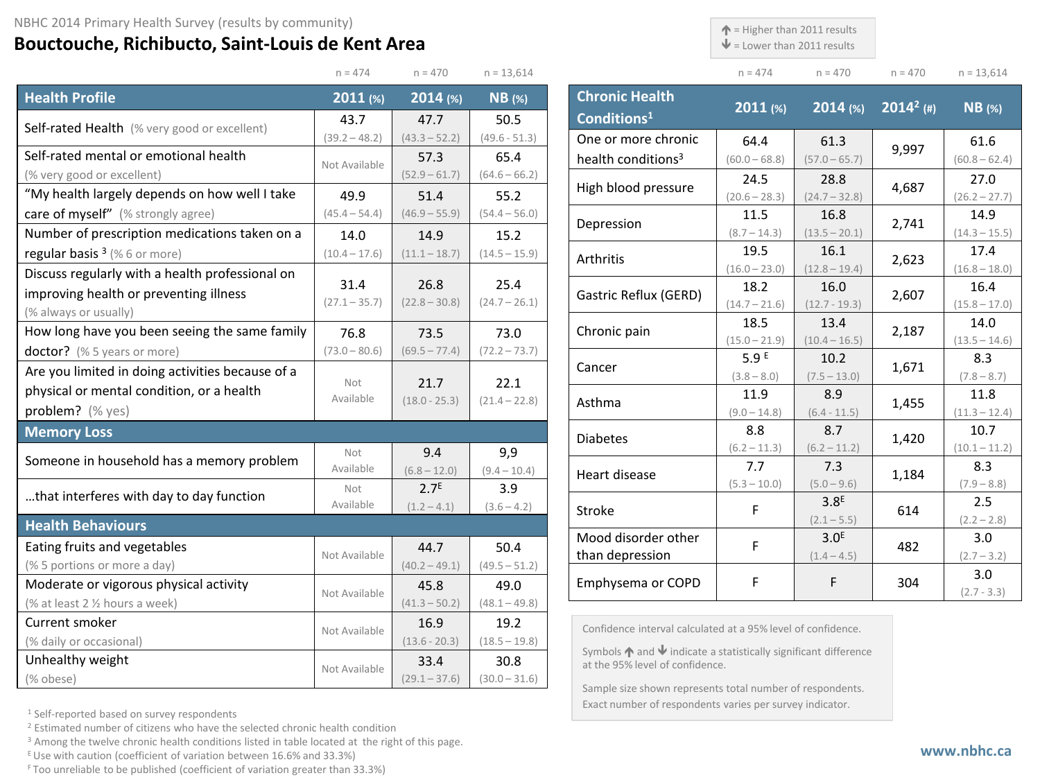NBHC 2014 Primary Health Survey (results by community)

# Bouctouche, Richibucto, Saint-Louis de Kent Area

↑ = Higher than 2011 results
↓ = Lower than 2011 results

| Health Profile | 2011 (%) n = 474 | 2014 (%) n = 470 | NB (%) n = 13,614 |
|---|---|---|---|
| Self-rated Health (% very good or excellent) | 43.7 (39.2 – 48.2) | 47.7 (43.3 – 52.2) | 50.5 (49.6 - 51.3) |
| Self-rated mental or emotional health (% very good or excellent) | Not Available | 57.3 (52.9 – 61.7) | 65.4 (64.6 – 66.2) |
| “My health largely depends on how well I take care of myself” (% strongly agree) | 49.9 (45.4 – 54.4) | 51.4 (46.9 – 55.9) | 55.2 (54.4 – 56.0) |
| Number of prescription medications taken on a regular basis [3] (% 6 or more) | 14.0 (10.4 – 17.6) | 14.9 (11.1 – 18.7) | 15.2 (14.5 – 15.9) |
| Discuss regularly with a health professional on improving health or preventing illness (% always or usually) | 31.4 (27.1 – 35.7) | 26.8 (22.8 – 30.8) | 25.4 (24.7 – 26.1) |
| How long have you been seeing the same family doctor? (% 5 years or more) | 76.8 (73.0 – 80.6) | 73.5 (69.5 – 77.4) | 73.0 (72.2 – 73.7) |
| Are you limited in doing activities because of a physical or mental condition, or a health problem? (% yes) | Not Available | 21.7 (18.0 - 25.3) | 22.1 (21.4 – 22.8) |
| **Memory Loss** | | | |
| Someone in household has a memory problem | Not Available | 9.4 (6.8 – 12.0) | 9,9 (9.4 – 10.4) |
| …that interferes with day to day function | Not Available | 2.7[E] (1.2 – 4.1) | 3.9 (3.6 – 4.2) |
| **Health Behaviours** | | | |
| Eating fruits and vegetables (% 5 portions or more a day) | Not Available | 44.7 (40.2 – 49.1) | 50.4 (49.5 – 51.2) |
| Moderate or vigorous physical activity (% at least 2 ½ hours a week) | Not Available | 45.8 (41.3 – 50.2) | 49.0 (48.1 – 49.8) |
| Current smoker (% daily or occasional) | Not Available | 16.9 (13.6 - 20.3) | 19.2 (18.5 – 19.8) |
| Unhealthy weight (% obese) | Not Available | 33.4 (29.1 – 37.6) | 30.8 (30.0 – 31.6) |

| Chronic Health Conditions[1] | 2011 (%) n = 474 | 2014 (%) n = 470 | 2014[2] (#) n = 470 | NB (%) n = 13,614 |
|---|---|---|---|---|
| One or more chronic health conditions[3] | 64.4 (60.0 – 68.8) | 61.3 (57.0 – 65.7) | 9,997 | 61.6 (60.8 – 62.4) |
| High blood pressure | 24.5 (20.6 – 28.3) | 28.8 (24.7 – 32.8) | 4,687 | 27.0 (26.2 – 27.7) |
| Depression | 11.5 (8.7 – 14.3) | 16.8 (13.5 – 20.1) | 2,741 | 14.9 (14.3 – 15.5) |
| Arthritis | 19.5 (16.0 – 23.0) | 16.1 (12.8 – 19.4) | 2,623 | 17.4 (16.8 – 18.0) |
| Gastric Reflux (GERD) | 18.2 (14.7 – 21.6) | 16.0 (12.7 - 19.3) | 2,607 | 16.4 (15.8 – 17.0) |
| Chronic pain | 18.5 (15.0 – 21.9) | 13.4 (10.4 – 16.5) | 2,187 | 14.0 (13.5 – 14.6) |
| Cancer | 5.9[E] (3.8 – 8.0) | 10.2 (7.5 – 13.0) | 1,671 | 8.3 (7.8 – 8.7) |
| Asthma | 11.9 (9.0 – 14.8) | 8.9 (6.4 - 11.5) | 1,455 | 11.8 (11.3 – 12.4) |
| Diabetes | 8.8 (6.2 – 11.3) | 8.7 (6.2 – 11.2) | 1,420 | 10.7 (10.1 – 11.2) |
| Heart disease | 7.7 (5.3 – 10.0) | 7.3 (5.0 – 9.6) | 1,184 | 8.3 (7.9 – 8.8) |
| Stroke | F | 3.8[E] (2.1 – 5.5) | 614 | 2.5 (2.2 – 2.8) |
| Mood disorder other than depression | F | 3.0[E] (1.4 – 4.5) | 482 | 3.0 (2.7 – 3.2) |
| Emphysema or COPD | F | F | 304 | 3.0 (2.7 - 3.3) |

Confidence interval calculated at a 95% level of confidence.

Symbols ↑ and ↓ indicate a statistically significant difference at the 95% level of confidence.

Sample size shown represents total number of respondents. Exact number of respondents varies per survey indicator.

[1] Self-reported based on survey respondents
[2] Estimated number of citizens who have the selected chronic health condition
[3] Among the twelve chronic health conditions listed in table located at the right of this page.
[E] Use with caution (coefficient of variation between 16.6% and 33.3%)
[F] Too unreliable to be published (coefficient of variation greater than 33.3%)

www.nbhc.ca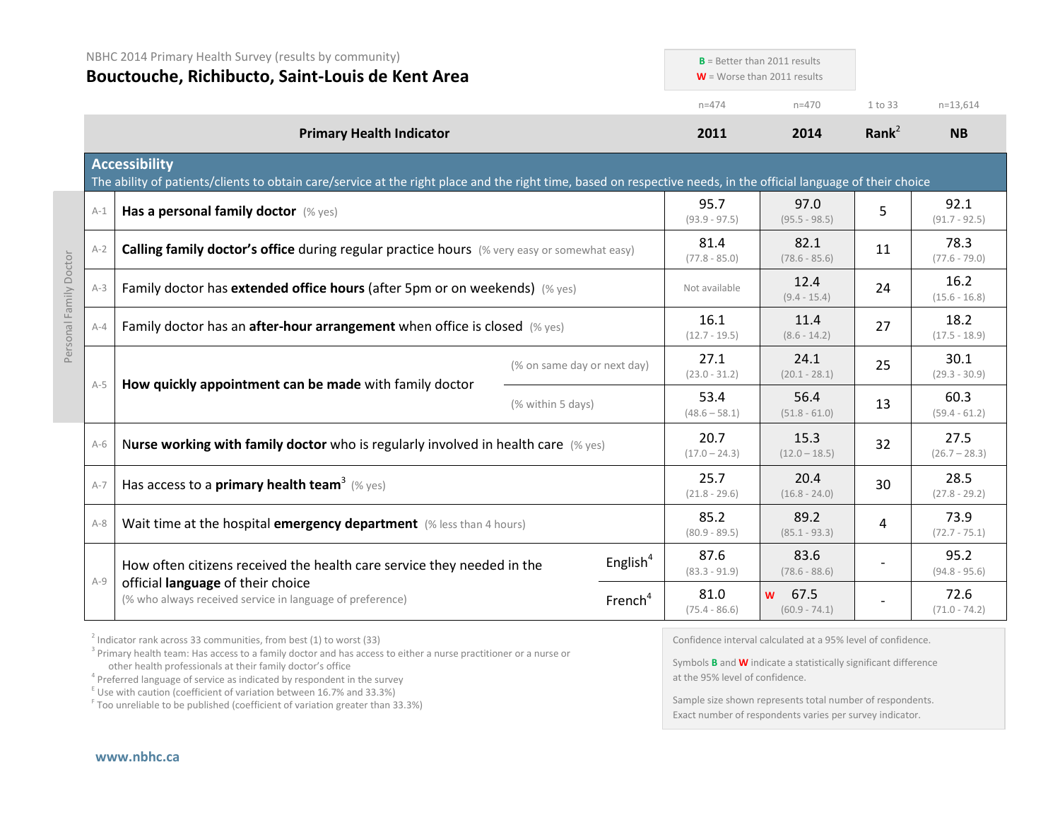NBHC 2014 Primary Health Survey (results by community)

# Bouctouche, Richibucto, Saint-Louis de Kent Area

**B** = Better than 2011 results
**W** = Worse than 2011 results

| | Primary Health Indicator | | 2011 (n=474) | 2014 (n=470) | Rank[2] (1 to 33) | NB (n=13,614) |
|---|---|---|---|---|---|---|
| | **Accessibility** The ability of patients/clients to obtain care/service at the right place and the right time, based on respective needs, in the official language of their choice | | | | | |
| A-1 | **Has a personal family doctor** (% yes) | | 95.7 (93.9 - 97.5) | 97.0 (95.5 - 98.5) | 5 | 92.1 (91.7 - 92.5) |
| A-2 | **Calling family doctor's office** during regular practice hours (% very easy or somewhat easy) | | 81.4 (77.8 - 85.0) | 82.1 (78.6 - 85.6) | 11 | 78.3 (77.6 - 79.0) |
| A-3 | Family doctor has **extended office hours** (after 5pm or on weekends) (% yes) | | Not available | 12.4 (9.4 - 15.4) | 24 | 16.2 (15.6 - 16.8) |
| A-4 | Family doctor has an **after-hour arrangement** when office is closed (% yes) | | 16.1 (12.7 - 19.5) | 11.4 (8.6 - 14.2) | 27 | 18.2 (17.5 - 18.9) |
| A-5 | **How quickly appointment can be made** with family doctor | (% on same day or next day) | 27.1 (23.0 - 31.2) | 24.1 (20.1 - 28.1) | 25 | 30.1 (29.3 - 30.9) |
| | | (% within 5 days) | 53.4 (48.6 – 58.1) | 56.4 (51.8 - 61.0) | 13 | 60.3 (59.4 - 61.2) |
| A-6 | **Nurse working with family doctor** who is regularly involved in health care (% yes) | | 20.7 (17.0 – 24.3) | 15.3 (12.0 – 18.5) | 32 | 27.5 (26.7 – 28.3) |
| A-7 | Has access to a **primary health team**[3] (% yes) | | 25.7 (21.8 - 29.6) | 20.4 (16.8 - 24.0) | 30 | 28.5 (27.8 - 29.2) |
| A-8 | Wait time at the hospital **emergency department** (% less than 4 hours) | | 85.2 (80.9 - 89.5) | 89.2 (85.1 - 93.3) | 4 | 73.9 (72.7 - 75.1) |
| A-9 | How often citizens received the health care service they needed in the official **language** of their choice (% who always received service in language of preference) | English[4] | 87.6 (83.3 - 91.9) | 83.6 (78.6 - 88.6) | - | 95.2 (94.8 - 95.6) |
| | | French[4] | 81.0 (75.4 - 86.6) | **W** 67.5 (60.9 - 74.1) | - | 72.6 (71.0 - 74.2) |

Personal Family Doctor (A-1 to A-5)

[2] Indicator rank across 33 communities, from best (1) to worst (33)
[3] Primary health team: Has access to a family doctor and has access to either a nurse practitioner or a nurse or other health professionals at their family doctor's office
[4] Preferred language of service as indicated by respondent in the survey
[E] Use with caution (coefficient of variation between 16.7% and 33.3%)
[F] Too unreliable to be published (coefficient of variation greater than 33.3%)

Confidence interval calculated at a 95% level of confidence.

Symbols **B** and **W** indicate a statistically significant difference at the 95% level of confidence.

Sample size shown represents total number of respondents. Exact number of respondents varies per survey indicator.

**www.nbhc.ca**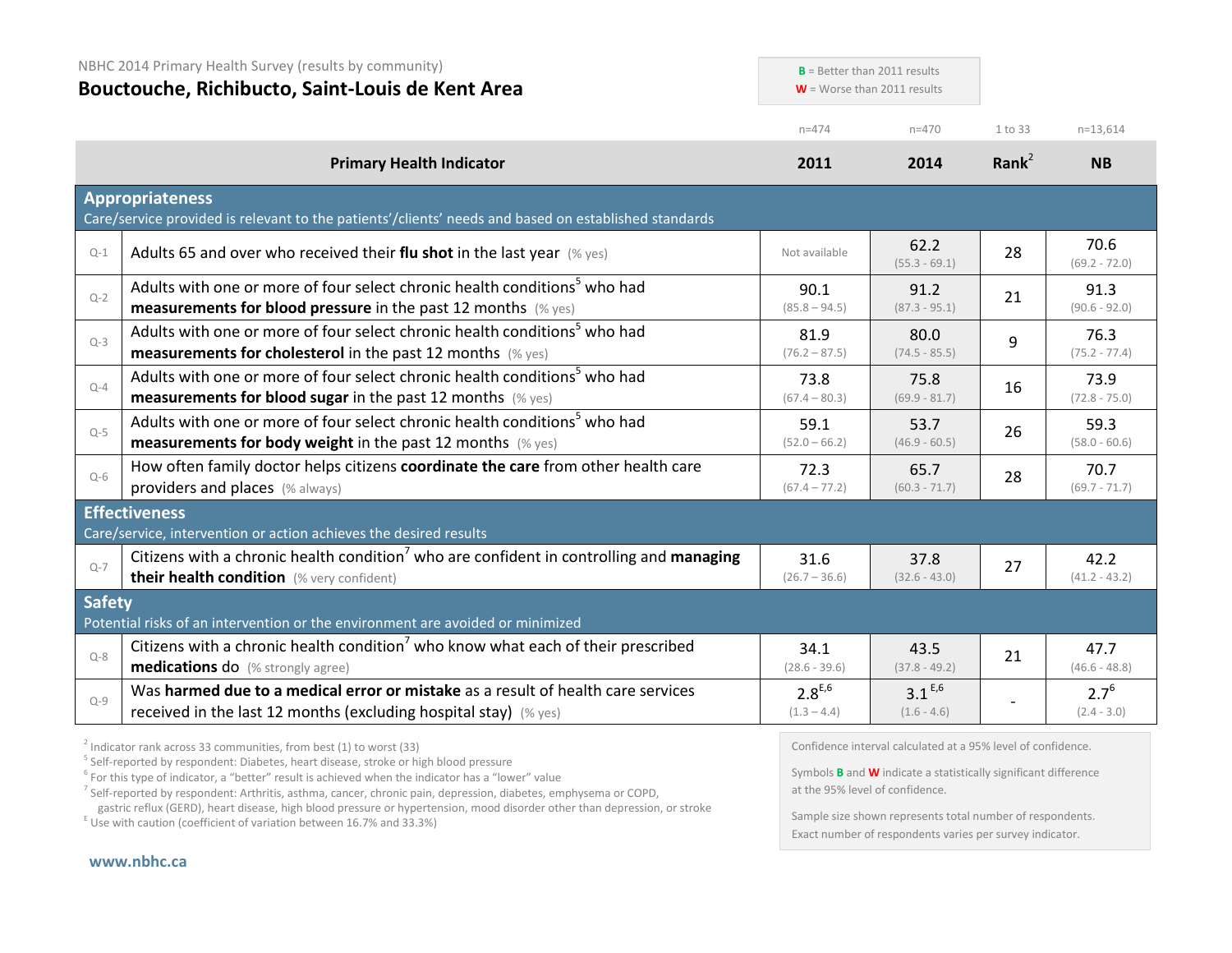NBHC 2014 Primary Health Survey (results by community)

## Bouctouche, Richibucto, Saint-Louis de Kent Area

**B** = Better than 2011 results
**W** = Worse than 2011 results

| | Primary Health Indicator | 2011 (n=474) | 2014 (n=470) | Rank[2] (1 to 33) | NB (n=13,614) |
|---|---|---|---|---|---|
| | **Appropriateness** – Care/service provided is relevant to the patients'/clients' needs and based on established standards | | | | |
| Q-1 | Adults 65 and over who received their **flu shot** in the last year (% yes) | Not available | 62.2 (55.3 - 69.1) | 28 | 70.6 (69.2 - 72.0) |
| Q-2 | Adults with one or more of four select chronic health conditions[5] who had **measurements for blood pressure** in the past 12 months (% yes) | 90.1 (85.8 – 94.5) | 91.2 (87.3 - 95.1) | 21 | 91.3 (90.6 - 92.0) |
| Q-3 | Adults with one or more of four select chronic health conditions[5] who had **measurements for cholesterol** in the past 12 months (% yes) | 81.9 (76.2 – 87.5) | 80.0 (74.5 - 85.5) | 9 | 76.3 (75.2 - 77.4) |
| Q-4 | Adults with one or more of four select chronic health conditions[5] who had **measurements for blood sugar** in the past 12 months (% yes) | 73.8 (67.4 – 80.3) | 75.8 (69.9 - 81.7) | 16 | 73.9 (72.8 - 75.0) |
| Q-5 | Adults with one or more of four select chronic health conditions[5] who had **measurements for body weight** in the past 12 months (% yes) | 59.1 (52.0 – 66.2) | 53.7 (46.9 - 60.5) | 26 | 59.3 (58.0 - 60.6) |
| Q-6 | How often family doctor helps citizens **coordinate the care** from other health care providers and places (% always) | 72.3 (67.4 – 77.2) | 65.7 (60.3 - 71.7) | 28 | 70.7 (69.7 - 71.7) |
| | **Effectiveness** – Care/service, intervention or action achieves the desired results | | | | |
| Q-7 | Citizens with a chronic health condition[7] who are confident in controlling and **managing their health condition** (% very confident) | 31.6 (26.7 – 36.6) | 37.8 (32.6 - 43.0) | 27 | 42.2 (41.2 - 43.2) |
| | **Safety** – Potential risks of an intervention or the environment are avoided or minimized | | | | |
| Q-8 | Citizens with a chronic health condition[7] who know what each of their prescribed **medications** do (% strongly agree) | 34.1 (28.6 - 39.6) | 43.5 (37.8 - 49.2) | 21 | 47.7 (46.6 - 48.8) |
| Q-9 | Was **harmed due to a medical error or mistake** as a result of health care services received in the last 12 months (excluding hospital stay) (% yes) | 2.8[E,6] (1.3 – 4.4) | 3.1[E,6] (1.6 - 4.6) | - | 2.7[6] (2.4 - 3.0) |

[2] Indicator rank across 33 communities, from best (1) to worst (33)
[5] Self-reported by respondent: Diabetes, heart disease, stroke or high blood pressure
[6] For this type of indicator, a "better" result is achieved when the indicator has a "lower" value
[7] Self-reported by respondent: Arthritis, asthma, cancer, chronic pain, depression, diabetes, emphysema or COPD, gastric reflux (GERD), heart disease, high blood pressure or hypertension, mood disorder other than depression, or stroke
[E] Use with caution (coefficient of variation between 16.7% and 33.3%)

Confidence interval calculated at a 95% level of confidence.

Symbols **B** and **W** indicate a statistically significant difference at the 95% level of confidence.

Sample size shown represents total number of respondents. Exact number of respondents varies per survey indicator.

www.nbhc.ca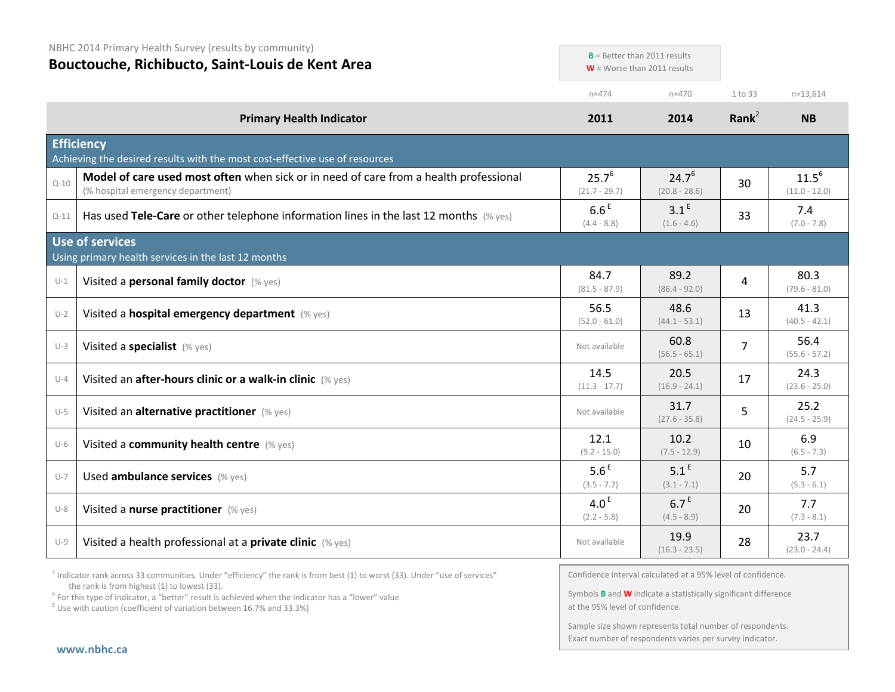NBHC 2014 Primary Health Survey (results by community)

# Bouctouche, Richibucto, Saint-Louis de Kent Area

**B** = Better than 2011 results
**W** = Worse than 2011 results

| | Primary Health Indicator | 2011 (n=474) | 2014 (n=470) | Rank[2] (1 to 33) | NB (n=13,614) |
|---|---|---|---|---|---|
| | **Efficiency** Achieving the desired results with the most cost-effective use of resources | | | | |
| Q-10 | **Model of care used most often** when sick or in need of care from a health professional (% hospital emergency department) | 25.7[6] (21.7 - 29.7) | 24.7[6] (20.8 - 28.6) | 30 | 11.5[6] (11.0 - 12.0) |
| Q-11 | Has used **Tele-Care** or other telephone information lines in the last 12 months (% yes) | 6.6[E] (4.4 - 8.8) | 3.1[E] (1.6 - 4.6) | 33 | 7.4 (7.0 - 7.8) |
| | **Use of services** Using primary health services in the last 12 months | | | | |
| U-1 | Visited a **personal family doctor** (% yes) | 84.7 (81.5 - 87.9) | 89.2 (86.4 - 92.0) | 4 | 80.3 (79.6 - 81.0) |
| U-2 | Visited a **hospital emergency department** (% yes) | 56.5 (52.0 - 61.0) | 48.6 (44.1 - 53.1) | 13 | 41.3 (40.5 - 42.1) |
| U-3 | Visited a **specialist** (% yes) | Not available | 60.8 (56.5 - 65.1) | 7 | 56.4 (55.6 - 57.2) |
| U-4 | Visited an **after-hours clinic or a walk-in clinic** (% yes) | 14.5 (11.3 - 17.7) | 20.5 (16.9 - 24.1) | 17 | 24.3 (23.6 - 25.0) |
| U-5 | Visited an **alternative practitioner** (% yes) | Not available | 31.7 (27.6 - 35.8) | 5 | 25.2 (24.5 - 25.9) |
| U-6 | Visited a **community health centre** (% yes) | 12.1 (9.2 - 15.0) | 10.2 (7.5 - 12.9) | 10 | 6.9 (6.5 - 7.3) |
| U-7 | Used **ambulance services** (% yes) | 5.6[E] (3.5 - 7.7) | 5.1[E] (3.1 - 7.1) | 20 | 5.7 (5.3 - 6.1) |
| U-8 | Visited a **nurse practitioner** (% yes) | 4.0[E] (2.2 - 5.8) | 6.7[E] (4.5 - 8.9) | 20 | 7.7 (7.3 - 8.1) |
| U-9 | Visited a health professional at a **private clinic** (% yes) | Not available | 19.9 (16.3 - 23.5) | 28 | 23.7 (23.0 - 24.4) |

[2] Indicator rank across 33 communities. Under "efficiency" the rank is from best (1) to worst (33). Under "use of services" the rank is from highest (1) to lowest (33).
[6] For this type of indicator, a "better" result is achieved when the indicator has a "lower" value
[E] Use with caution (coefficient of variation between 16.7% and 33.3%)

Confidence interval calculated at a 95% level of confidence.

Symbols **B** and **W** indicate a statistically significant difference at the 95% level of confidence.

Sample size shown represents total number of respondents. Exact number of respondents varies per survey indicator.

www.nbhc.ca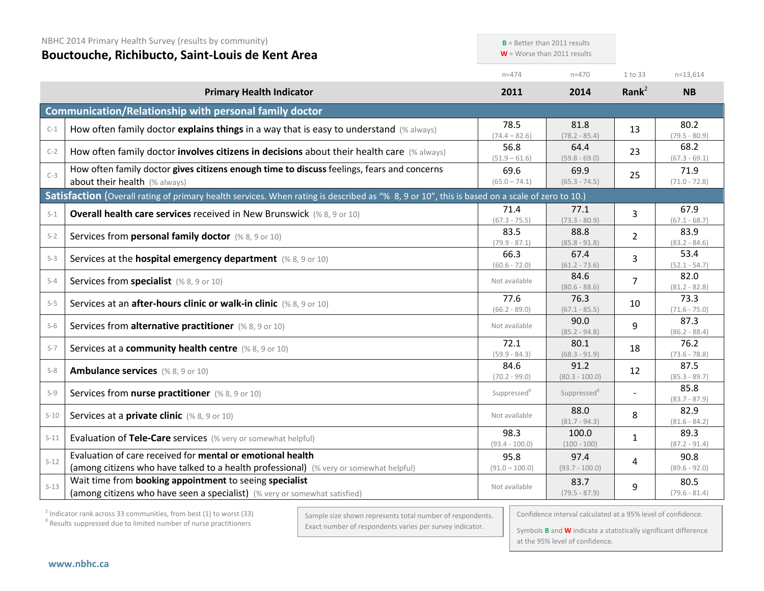NBHC 2014 Primary Health Survey (results by community)

# Bouctouche, Richibucto, Saint-Louis de Kent Area

**B** = Better than 2011 results
**W** = Worse than 2011 results

| | Primary Health Indicator | 2011 (n=474) | 2014 (n=470) | Rank[2] (1 to 33) | NB (n=13,614) |
|---|---|---|---|---|---|
| | **Communication/Relationship with personal family doctor** | | | | |
| C-1 | How often family doctor **explains things** in a way that is easy to understand (% always) | 78.5 (74.4 – 82.6) | 81.8 (78.2 - 85.4) | 13 | 80.2 (79.5 - 80.9) |
| C-2 | How often family doctor **involves citizens in decisions** about their health care (% always) | 56.8 (51.9 – 61.6) | 64.4 (59.8 - 69.0) | 23 | 68.2 (67.3 - 69.1) |
| C-3 | How often family doctor **gives citizens enough time to discuss** feelings, fears and concerns about their health (% always) | 69.6 (65.0 – 74.1) | 69.9 (65.3 - 74.5) | 25 | 71.9 (71.0 - 72.8) |
| | **Satisfaction** (Overall rating of primary health services. When rating is described as "% 8, 9 or 10", this is based on a scale of zero to 10.) | | | | |
| S-1 | **Overall health care services** received in New Brunswick (% 8, 9 or 10) | 71.4 (67.3 - 75.5) | 77.1 (73.3 - 80.9) | 3 | 67.9 (67.1 - 68.7) |
| S-2 | Services from **personal family doctor** (% 8, 9 or 10) | 83.5 (79.9 - 87.1) | 88.8 (85.8 - 91.8) | 2 | 83.9 (83.2 - 84.6) |
| S-3 | Services at the **hospital emergency department** (% 8, 9 or 10) | 66.3 (60.6 - 72.0) | 67.4 (61.2 - 73.6) | 3 | 53.4 (52.1 - 54.7) |
| S-4 | Services from **specialist** (% 8, 9 or 10) | Not available | 84.6 (80.6 - 88.6) | 7 | 82.0 (81.2 - 82.8) |
| S-5 | Services at an **after-hours clinic or walk-in clinic** (% 8, 9 or 10) | 77.6 (66.2 - 89.0) | 76.3 (67.1 - 85.5) | 10 | 73.3 (71.6 - 75.0) |
| S-6 | Services from **alternative practitioner** (% 8, 9 or 10) | Not available | 90.0 (85.2 - 94.8) | 9 | 87.3 (86.2 - 88.4) |
| S-7 | Services at a **community health centre** (% 8, 9 or 10) | 72.1 (59.9 - 84.3) | 80.1 (68.3 - 91.9) | 18 | 76.2 (73.6 - 78.8) |
| S-8 | **Ambulance services** (% 8, 9 or 10) | 84.6 (70.2 - 99.0) | 91.2 (80.3 - 100.0) | 12 | 87.5 (85.3 - 89.7) |
| S-9 | Services from **nurse practitioner** (% 8, 9 or 10) | Suppressed[8] | Suppressed[8] | - | 85.8 (83.7 - 87.9) |
| S-10 | Services at a **private clinic** (% 8, 9 or 10) | Not available | 88.0 (81.7 - 94.3) | 8 | 82.9 (81.6 - 84.2) |
| S-11 | Evaluation of **Tele-Care** services (% very or somewhat helpful) | 98.3 (93.4 - 100.0) | 100.0 (100 - 100) | 1 | 89.3 (87.2 - 91.4) |
| S-12 | Evaluation of care received for **mental or emotional health** (among citizens who have talked to a health professional) (% very or somewhat helpful) | 95.8 (91.0 – 100.0) | 97.4 (93.7 - 100.0) | 4 | 90.8 (89.6 - 92.0) |
| S-13 | Wait time from **booking appointment** to seeing **specialist** (among citizens who have seen a specialist) (% very or somewhat satisfied) | Not available | 83.7 (79.5 - 87.9) | 9 | 80.5 (79.6 - 81.4) |

[2] Indicator rank across 33 communities, from best (1) to worst (33)
[8] Results suppressed due to limited number of nurse practitioners

Sample size shown represents total number of respondents. Exact number of respondents varies per survey indicator.

Confidence interval calculated at a 95% level of confidence.

Symbols **B** and **W** indicate a statistically significant difference at the 95% level of confidence.

www.nbhc.ca